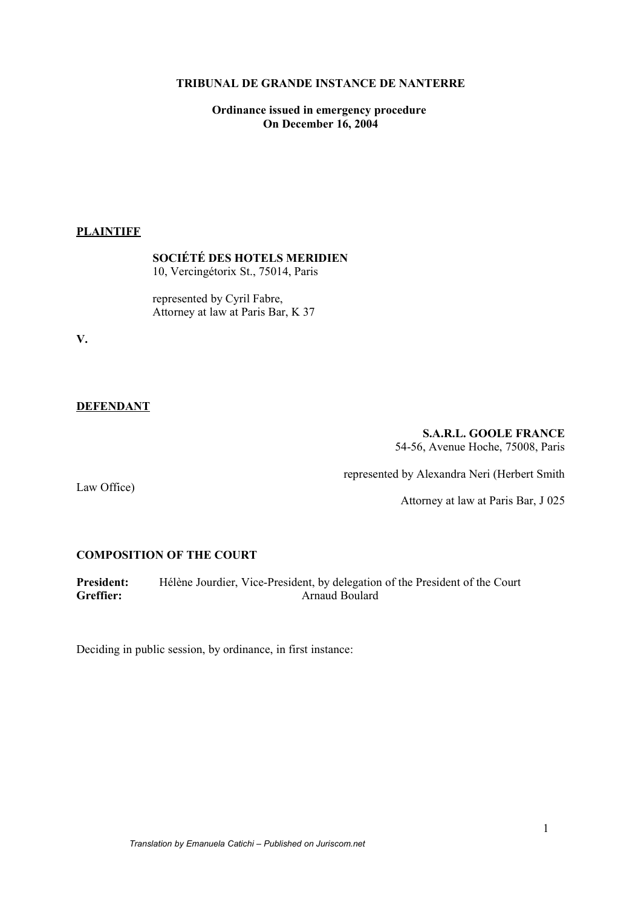**TRIBUNAL DE GRANDE INSTANCE DE NANTERRE**

**Ordinance issued in emergency procedure**
**On December 16, 2004**

**PLAINTIFF**

**SOCIÉTÉ DES HOTELS MERIDIEN**
10, Vercingétorix St., 75014, Paris

represented by Cyril Fabre,
Attorney at law at Paris Bar, K 37

**V.**

**DEFENDANT**

**S.A.R.L. GOOLE FRANCE**
54-56, Avenue Hoche, 75008, Paris

represented by Alexandra Neri (Herbert Smith Law Office)
Attorney at law at Paris Bar, J 025

**COMPOSITION OF THE COURT**

**President:** Hélène Jourdier, Vice-President, by delegation of the President of the Court
**Greffier:** Arnaud Boulard

Deciding in public session, by ordinance, in first instance:

*Translation by Emanuela Catichi – Published on Juriscom.net*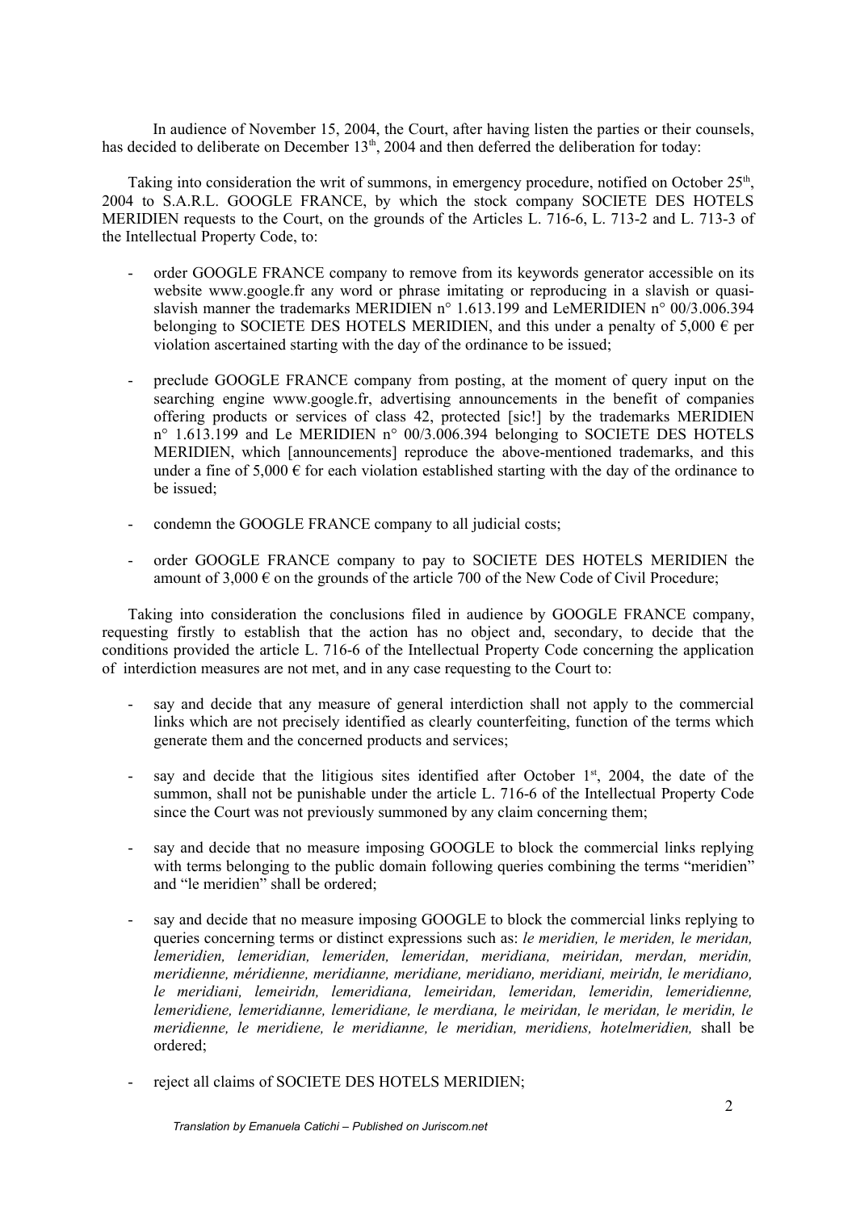In audience of November 15, 2004, the Court, after having listen the parties or their counsels, has decided to deliberate on December 13th, 2004 and then deferred the deliberation for today:

Taking into consideration the writ of summons, in emergency procedure, notified on October 25th, 2004 to S.A.R.L. GOOGLE FRANCE, by which the stock company SOCIETE DES HOTELS MERIDIEN requests to the Court, on the grounds of the Articles L. 716-6, L. 713-2 and L. 713-3 of the Intellectual Property Code, to:

- order GOOGLE FRANCE company to remove from its keywords generator accessible on its website www.google.fr any word or phrase imitating or reproducing in a slavish or quasi-slavish manner the trademarks MERIDIEN n° 1.613.199 and LeMERIDIEN n° 00/3.006.394 belonging to SOCIETE DES HOTELS MERIDIEN, and this under a penalty of 5,000 € per violation ascertained starting with the day of the ordinance to be issued;

- preclude GOOGLE FRANCE company from posting, at the moment of query input on the searching engine www.google.fr, advertising announcements in the benefit of companies offering products or services of class 42, protected [sic!] by the trademarks MERIDIEN n° 1.613.199 and Le MERIDIEN n° 00/3.006.394 belonging to SOCIETE DES HOTELS MERIDIEN, which [announcements] reproduce the above-mentioned trademarks, and this under a fine of 5,000 € for each violation established starting with the day of the ordinance to be issued;

- condemn the GOOGLE FRANCE company to all judicial costs;

- order GOOGLE FRANCE company to pay to SOCIETE DES HOTELS MERIDIEN the amount of 3,000 € on the grounds of the article 700 of the New Code of Civil Procedure;

Taking into consideration the conclusions filed in audience by GOOGLE FRANCE company, requesting firstly to establish that the action has no object and, secondary, to decide that the conditions provided the article L. 716-6 of the Intellectual Property Code concerning the application of interdiction measures are not met, and in any case requesting to the Court to:

- say and decide that any measure of general interdiction shall not apply to the commercial links which are not precisely identified as clearly counterfeiting, function of the terms which generate them and the concerned products and services;

- say and decide that the litigious sites identified after October 1st, 2004, the date of the summon, shall not be punishable under the article L. 716-6 of the Intellectual Property Code since the Court was not previously summoned by any claim concerning them;

- say and decide that no measure imposing GOOGLE to block the commercial links replying with terms belonging to the public domain following queries combining the terms "meridien" and "le meridien" shall be ordered;

- say and decide that no measure imposing GOOGLE to block the commercial links replying to queries concerning terms or distinct expressions such as: *le meridien, le meriden, le meridan, lemeridien, lemeridian, lemeriden, lemeridan, meridiana, meiridan, merdan, meridin, meridienne, méridienne, meridianne, meridiane, meridiano, meridiani, meiridn, le meridiano, le meridiani, lemeiridn, lemeridiana, lemeiridan, lemeridan, lemeridin, lemeridienne, lemeridiene, lemeridianne, lemeridiane, le merdiana, le meiridan, le meridan, le meridin, le meridienne, le meridiene, le meridianne, le meridian, meridiens, hotelmeridien,* shall be ordered;

- reject all claims of SOCIETE DES HOTELS MERIDIEN;

*Translation by Emanuela Catichi – Published on Juriscom.net*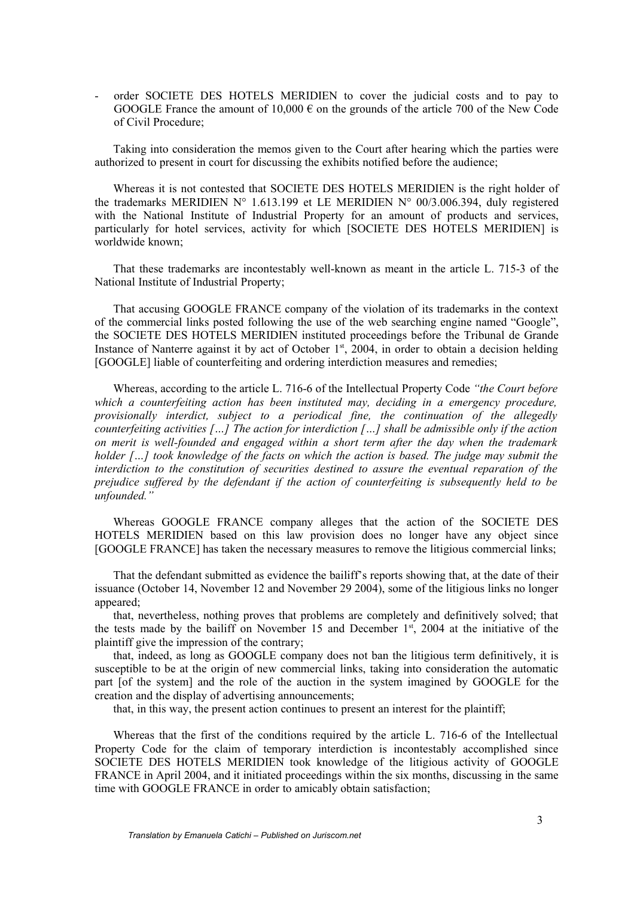- order SOCIETE DES HOTELS MERIDIEN to cover the judicial costs and to pay to GOOGLE France the amount of 10,000 € on the grounds of the article 700 of the New Code of Civil Procedure;

Taking into consideration the memos given to the Court after hearing which the parties were authorized to present in court for discussing the exhibits notified before the audience;

Whereas it is not contested that SOCIETE DES HOTELS MERIDIEN is the right holder of the trademarks MERIDIEN N° 1.613.199 et LE MERIDIEN N° 00/3.006.394, duly registered with the National Institute of Industrial Property for an amount of products and services, particularly for hotel services, activity for which [SOCIETE DES HOTELS MERIDIEN] is worldwide known;

That these trademarks are incontestably well-known as meant in the article L. 715-3 of the National Institute of Industrial Property;

That accusing GOOGLE FRANCE company of the violation of its trademarks in the context of the commercial links posted following the use of the web searching engine named "Google", the SOCIETE DES HOTELS MERIDIEN instituted proceedings before the Tribunal de Grande Instance of Nanterre against it by act of October 1st, 2004, in order to obtain a decision holding [GOOGLE] liable of counterfeiting and ordering interdiction measures and remedies;

Whereas, according to the article L. 716-6 of the Intellectual Property Code *"the Court before which a counterfeiting action has been instituted may, deciding in a emergency procedure, provisionally interdict, subject to a periodical fine, the continuation of the allegedly counterfeiting activities […] The action for interdiction […] shall be admissible only if the action on merit is well-founded and engaged within a short term after the day when the trademark holder […] took knowledge of the facts on which the action is based. The judge may submit the interdiction to the constitution of securities destined to assure the eventual reparation of the prejudice suffered by the defendant if the action of counterfeiting is subsequently held to be unfounded."*

Whereas GOOGLE FRANCE company alleges that the action of the SOCIETE DES HOTELS MERIDIEN based on this law provision does no longer have any object since [GOOGLE FRANCE] has taken the necessary measures to remove the litigious commercial links;

That the defendant submitted as evidence the bailiff's reports showing that, at the date of their issuance (October 14, November 12 and November 29 2004), some of the litigious links no longer appeared;

that, nevertheless, nothing proves that problems are completely and definitively solved; that the tests made by the bailiff on November 15 and December 1st, 2004 at the initiative of the plaintiff give the impression of the contrary;

that, indeed, as long as GOOGLE company does not ban the litigious term definitively, it is susceptible to be at the origin of new commercial links, taking into consideration the automatic part [of the system] and the role of the auction in the system imagined by GOOGLE for the creation and the display of advertising announcements;

that, in this way, the present action continues to present an interest for the plaintiff;

Whereas that the first of the conditions required by the article L. 716-6 of the Intellectual Property Code for the claim of temporary interdiction is incontestably accomplished since SOCIETE DES HOTELS MERIDIEN took knowledge of the litigious activity of GOOGLE FRANCE in April 2004, and it initiated proceedings within the six months, discussing in the same time with GOOGLE FRANCE in order to amicably obtain satisfaction;

*Translation by Emanuela Catichi – Published on Juriscom.net*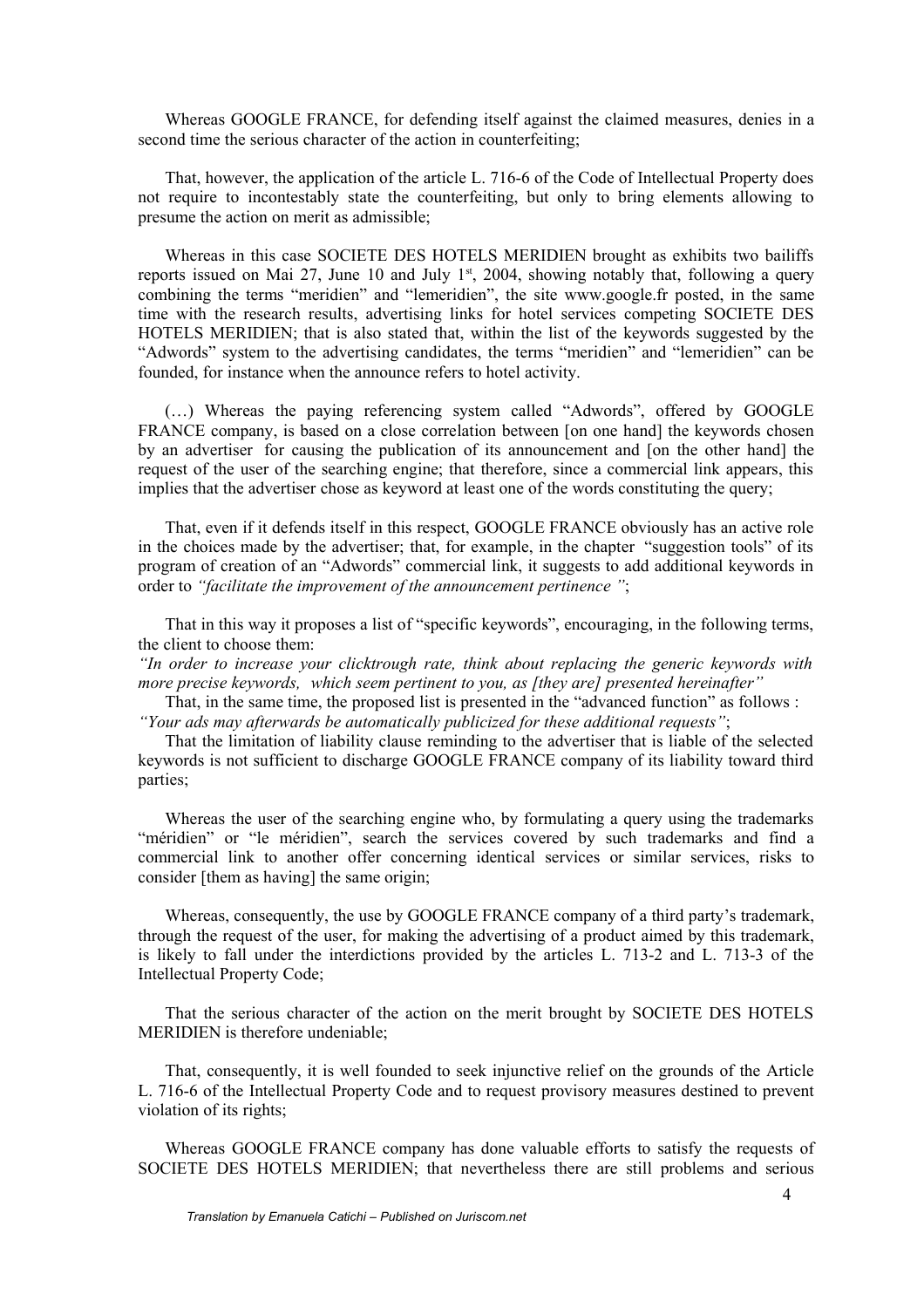Whereas GOOGLE FRANCE, for defending itself against the claimed measures, denies in a second time the serious character of the action in counterfeiting;

That, however, the application of the article L. 716-6 of the Code of Intellectual Property does not require to incontestably state the counterfeiting, but only to bring elements allowing to presume the action on merit as admissible;

Whereas in this case SOCIETE DES HOTELS MERIDIEN brought as exhibits two bailiffs reports issued on Mai 27, June 10 and July 1st, 2004, showing notably that, following a query combining the terms "meridien" and "lemeridien", the site www.google.fr posted, in the same time with the research results, advertising links for hotel services competing SOCIETE DES HOTELS MERIDIEN; that is also stated that, within the list of the keywords suggested by the "Adwords" system to the advertising candidates, the terms "meridien" and "lemeridien" can be founded, for instance when the announce refers to hotel activity.

(…) Whereas the paying referencing system called "Adwords", offered by GOOGLE FRANCE company, is based on a close correlation between [on one hand] the keywords chosen by an advertiser for causing the publication of its announcement and [on the other hand] the request of the user of the searching engine; that therefore, since a commercial link appears, this implies that the advertiser chose as keyword at least one of the words constituting the query;

That, even if it defends itself in this respect, GOOGLE FRANCE obviously has an active role in the choices made by the advertiser; that, for example, in the chapter "suggestion tools" of its program of creation of an "Adwords" commercial link, it suggests to add additional keywords in order to *"facilitate the improvement of the announcement pertinence "*;

That in this way it proposes a list of "specific keywords", encouraging, in the following terms, the client to choose them:
*"In order to increase your clicktrough rate, think about replacing the generic keywords with more precise keywords, which seem pertinent to you, as [they are] presented hereinafter"*

That, in the same time, the proposed list is presented in the "advanced function" as follows :
*"Your ads may afterwards be automatically publicized for these additional requests"*;

That the limitation of liability clause reminding to the advertiser that is liable of the selected keywords is not sufficient to discharge GOOGLE FRANCE company of its liability toward third parties;

Whereas the user of the searching engine who, by formulating a query using the trademarks "méridien" or "le méridien", search the services covered by such trademarks and find a commercial link to another offer concerning identical services or similar services, risks to consider [them as having] the same origin;

Whereas, consequently, the use by GOOGLE FRANCE company of a third party's trademark, through the request of the user, for making the advertising of a product aimed by this trademark, is likely to fall under the interdictions provided by the articles L. 713-2 and L. 713-3 of the Intellectual Property Code;

That the serious character of the action on the merit brought by SOCIETE DES HOTELS MERIDIEN is therefore undeniable;

That, consequently, it is well founded to seek injunctive relief on the grounds of the Article L. 716-6 of the Intellectual Property Code and to request provisory measures destined to prevent violation of its rights;

Whereas GOOGLE FRANCE company has done valuable efforts to satisfy the requests of SOCIETE DES HOTELS MERIDIEN; that nevertheless there are still problems and serious

*Translation by Emanuela Catichi – Published on Juriscom.net*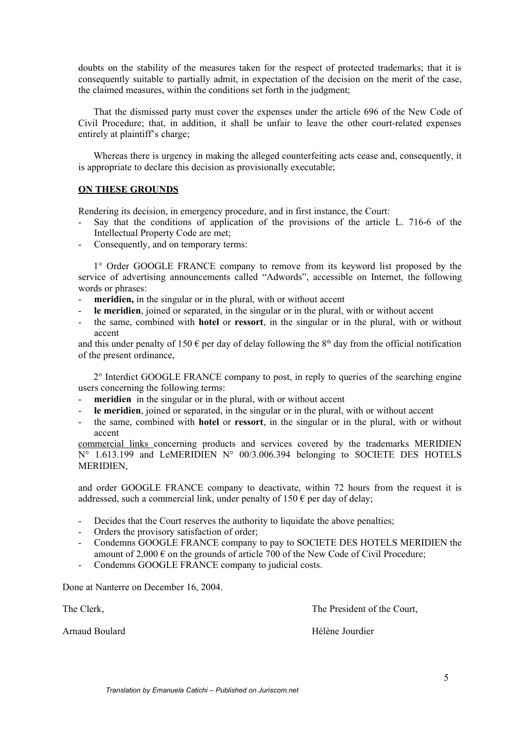doubts on the stability of the measures taken for the respect of protected trademarks; that it is consequently suitable to partially admit, in expectation of the decision on the merit of the case, the claimed measures, within the conditions set forth in the judgment;

That the dismissed party must cover the expenses under the article 696 of the New Code of Civil Procedure; that, in addition, it shall be unfair to leave the other court-related expenses entirely at plaintiff's charge;

Whereas there is urgency in making the alleged counterfeiting acts cease and, consequently, it is appropriate to declare this decision as provisionally executable;

## ON THESE GROUNDS

Rendering its decision, in emergency procedure, and in first instance, the Court:

- Say that the conditions of application of the provisions of the article L. 716-6 of the Intellectual Property Code are met;
- Consequently, and on temporary terms:

1° Order GOOGLE FRANCE company to remove from its keyword list proposed by the service of advertising announcements called "Adwords", accessible on Internet, the following words or phrases:

- **meridien,** in the singular or in the plural, with or without accent
- **le meridien**, joined or separated, in the singular or in the plural, with or without accent
- the same, combined with **hotel** or **ressort**, in the singular or in the plural, with or without accent

and this under penalty of 150 € per day of delay following the 8th day from the official notification of the present ordinance,

2° Interdict GOOGLE FRANCE company to post, in reply to queries of the searching engine users concerning the following terms:

- **meridien** in the singular or in the plural, with or without accent
- **le meridien**, joined or separated, in the singular or in the plural, with or without accent
- the same, combined with **hotel** or **ressort**, in the singular or in the plural, with or without accent

commercial links concerning products and services covered by the trademarks MERIDIEN N° 1.613.199 and LeMERIDIEN N° 00/3.006.394 belonging to SOCIETE DES HOTELS MERIDIEN,

and order GOOGLE FRANCE company to deactivate, within 72 hours from the request it is addressed, such a commercial link, under penalty of 150 € per day of delay;

- Decides that the Court reserves the authority to liquidate the above penalties;
- Orders the provisory satisfaction of order;
- Condemns GOOGLE FRANCE company to pay to SOCIETE DES HOTELS MERIDIEN the amount of 2,000 € on the grounds of article 700 of the New Code of Civil Procedure;
- Condemns GOOGLE FRANCE company to judicial costs.

Done at Nanterre on December 16, 2004.

The Clerk,
Arnaud Boulard

The President of the Court,
Hélène Jourdier

*Translation by Emanuela Catichi – Published on Juriscom.net*